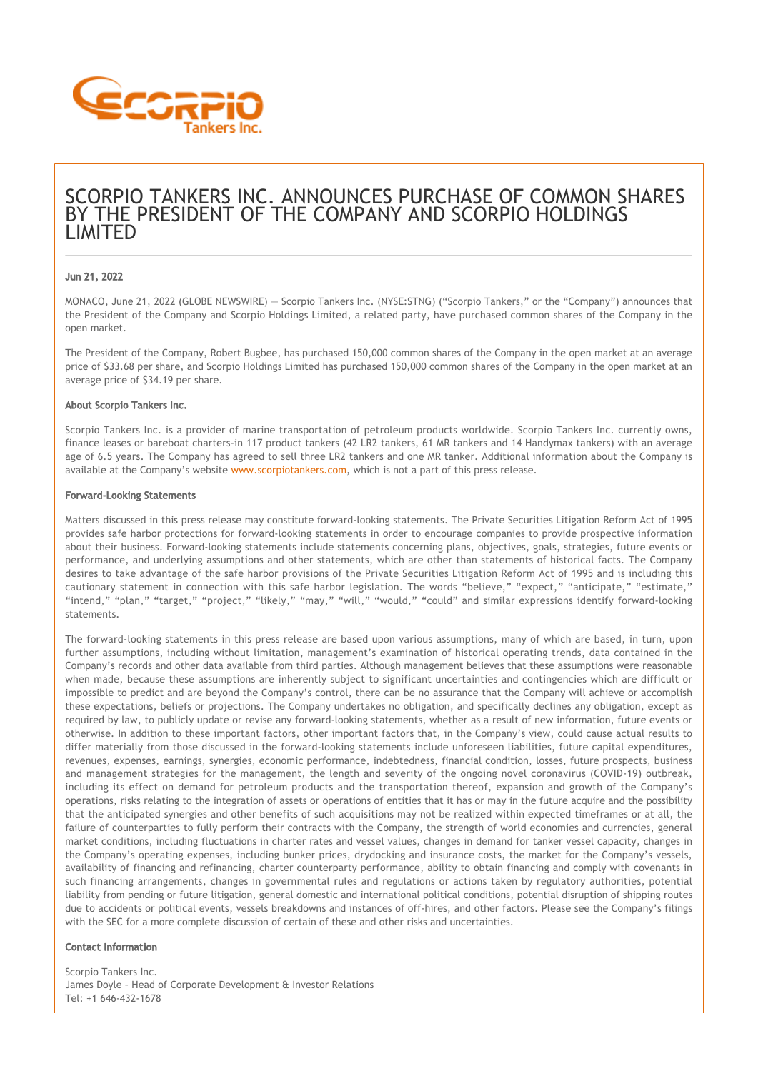# SCORPIO TANKERS INC. ANNOUNCES PURCHASE OF COMMON SHARES BY THE PRESIDENT OF THE COMPANY AND SCORPIO HOLDINGS LIMITED

**Jun 21, 2022**

MONACO, June 21, 2022 (GLOBE NEWSWIRE) — Scorpio Tankers Inc. (NYSE:STNG) ("Scorpio Tankers," or the "Company") announces that the President of the Company and Scorpio Holdings Limited, a related party, have purchased common shares of the Company in the open market.

The President of the Company, Robert Bugbee, has purchased 150,000 common shares of the Company in the open market at an average price of $33.68 per share, and Scorpio Holdings Limited has purchased 150,000 common shares of the Company in the open market at an average price of $34.19 per share.

**About Scorpio Tankers Inc.**

Scorpio Tankers Inc. is a provider of marine transportation of petroleum products worldwide. Scorpio Tankers Inc. currently owns, finance leases or bareboat charters-in 117 product tankers (42 LR2 tankers, 61 MR tankers and 14 Handymax tankers) with an average age of 6.5 years. The Company has agreed to sell three LR2 tankers and one MR tanker. Additional information about the Company is available at the Company's website www.scorpiotankers.com, which is not a part of this press release.

**Forward-Looking Statements**

Matters discussed in this press release may constitute forward-looking statements. The Private Securities Litigation Reform Act of 1995 provides safe harbor protections for forward-looking statements in order to encourage companies to provide prospective information about their business. Forward-looking statements include statements concerning plans, objectives, goals, strategies, future events or performance, and underlying assumptions and other statements, which are other than statements of historical facts. The Company desires to take advantage of the safe harbor provisions of the Private Securities Litigation Reform Act of 1995 and is including this cautionary statement in connection with this safe harbor legislation. The words "believe," "expect," "anticipate," "estimate," "intend," "plan," "target," "project," "likely," "may," "will," "would," "could" and similar expressions identify forward-looking statements.

The forward-looking statements in this press release are based upon various assumptions, many of which are based, in turn, upon further assumptions, including without limitation, management's examination of historical operating trends, data contained in the Company's records and other data available from third parties. Although management believes that these assumptions were reasonable when made, because these assumptions are inherently subject to significant uncertainties and contingencies which are difficult or impossible to predict and are beyond the Company's control, there can be no assurance that the Company will achieve or accomplish these expectations, beliefs or projections. The Company undertakes no obligation, and specifically declines any obligation, except as required by law, to publicly update or revise any forward-looking statements, whether as a result of new information, future events or otherwise. In addition to these important factors, other important factors that, in the Company's view, could cause actual results to differ materially from those discussed in the forward-looking statements include unforeseen liabilities, future capital expenditures, revenues, expenses, earnings, synergies, economic performance, indebtedness, financial condition, losses, future prospects, business and management strategies for the management, the length and severity of the ongoing novel coronavirus (COVID-19) outbreak, including its effect on demand for petroleum products and the transportation thereof, expansion and growth of the Company's operations, risks relating to the integration of assets or operations of entities that it has or may in the future acquire and the possibility that the anticipated synergies and other benefits of such acquisitions may not be realized within expected timeframes or at all, the failure of counterparties to fully perform their contracts with the Company, the strength of world economies and currencies, general market conditions, including fluctuations in charter rates and vessel values, changes in demand for tanker vessel capacity, changes in the Company's operating expenses, including bunker prices, drydocking and insurance costs, the market for the Company's vessels, availability of financing and refinancing, charter counterparty performance, ability to obtain financing and comply with covenants in such financing arrangements, changes in governmental rules and regulations or actions taken by regulatory authorities, potential liability from pending or future litigation, general domestic and international political conditions, potential disruption of shipping routes due to accidents or political events, vessels breakdowns and instances of off-hires, and other factors. Please see the Company's filings with the SEC for a more complete discussion of certain of these and other risks and uncertainties.

**Contact Information**

Scorpio Tankers Inc.
James Doyle – Head of Corporate Development & Investor Relations
Tel: +1 646-432-1678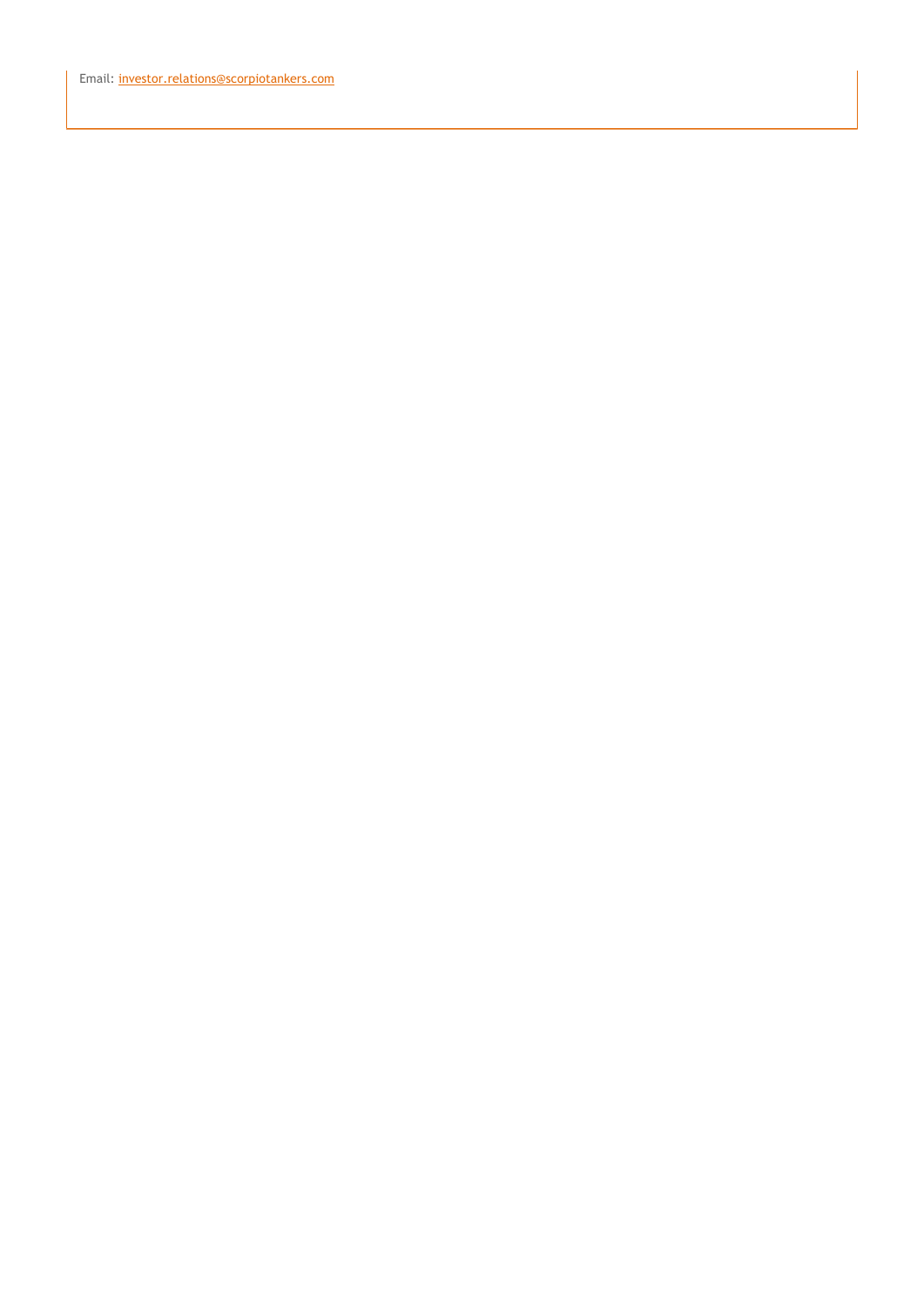Email: [investor.relations@scorpiotankers.com](mailto:investor.relations@scorpiotankers.com)